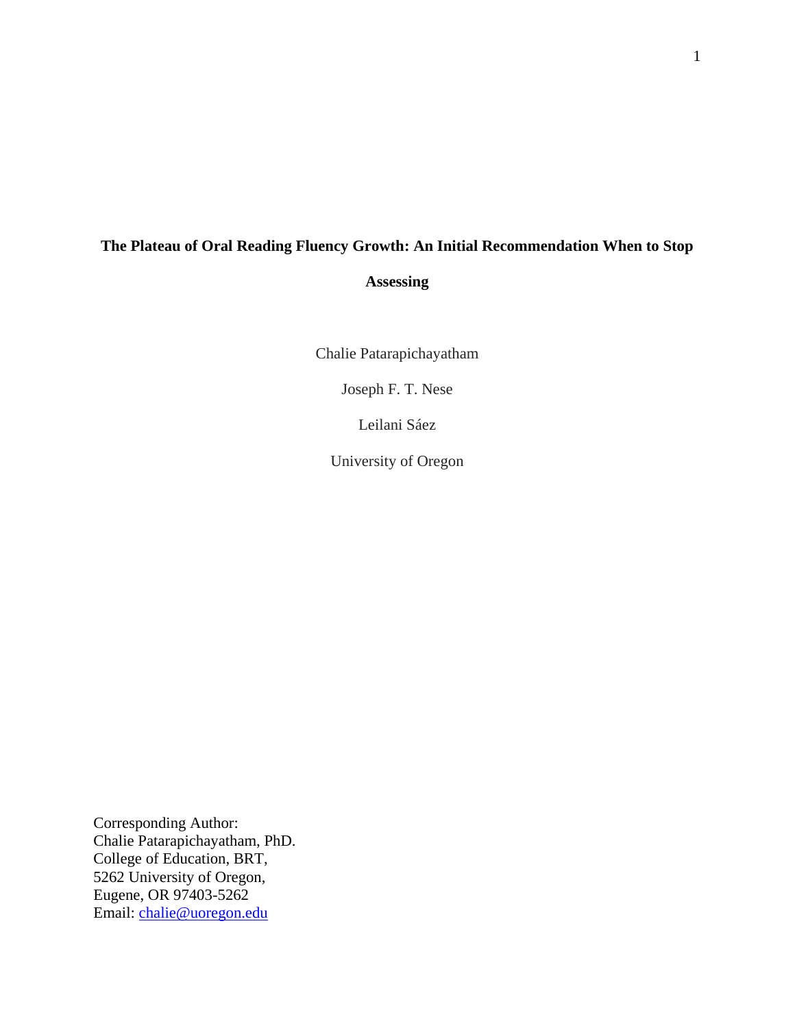# The Plateau of Oral Reading Fluency Growth: An Initial Recommendation When to Stop Assessing

Chalie Patarapichayatham

Joseph F. T. Nese

Leilani Sáez

University of Oregon

Corresponding Author:
Chalie Patarapichayatham, PhD.
College of Education, BRT,
5262 University of Oregon,
Eugene, OR 97403-5262
Email: chalie@uoregon.edu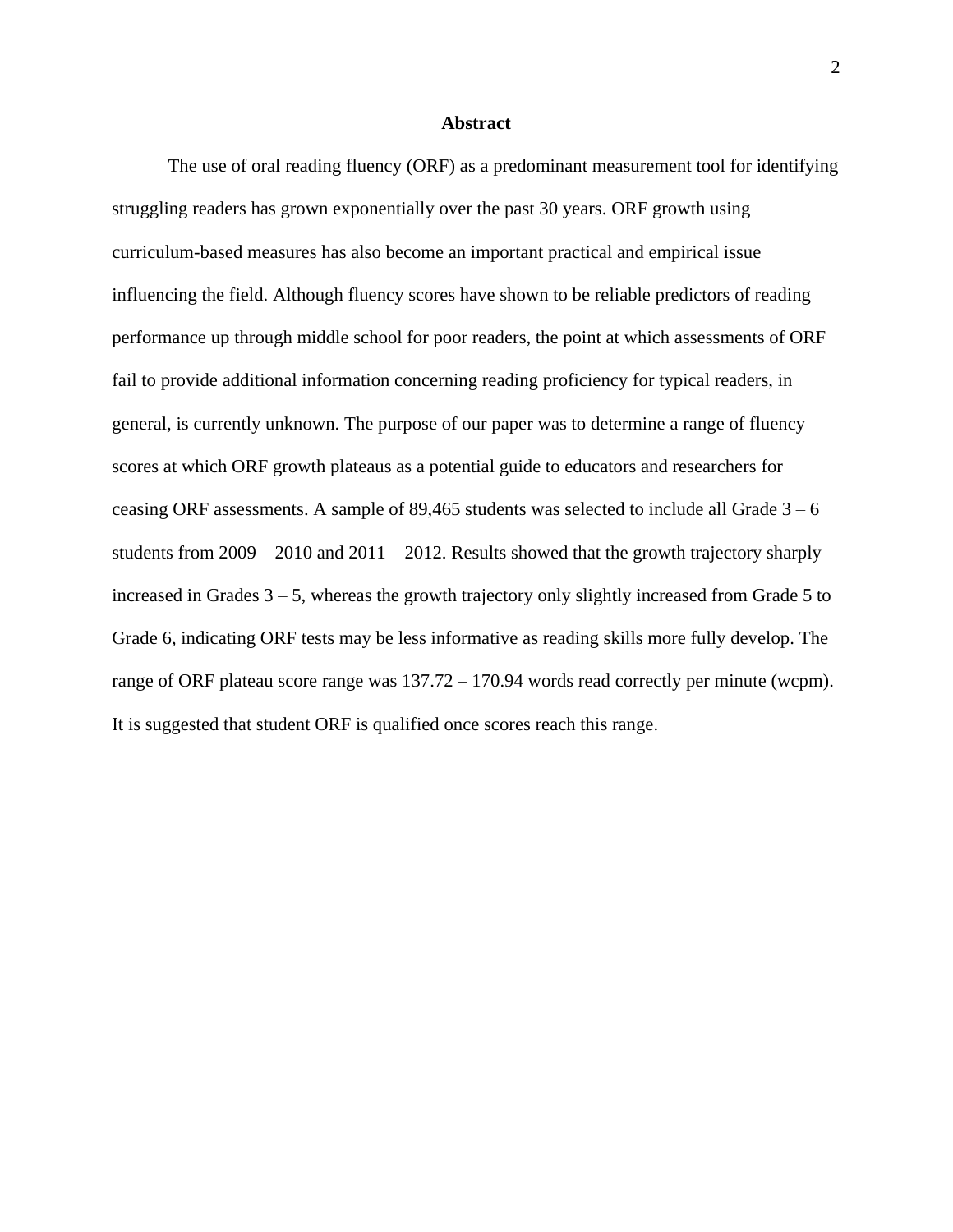## Abstract

The use of oral reading fluency (ORF) as a predominant measurement tool for identifying struggling readers has grown exponentially over the past 30 years. ORF growth using curriculum-based measures has also become an important practical and empirical issue influencing the field. Although fluency scores have shown to be reliable predictors of reading performance up through middle school for poor readers, the point at which assessments of ORF fail to provide additional information concerning reading proficiency for typical readers, in general, is currently unknown. The purpose of our paper was to determine a range of fluency scores at which ORF growth plateaus as a potential guide to educators and researchers for ceasing ORF assessments. A sample of 89,465 students was selected to include all Grade 3 – 6 students from 2009 – 2010 and 2011 – 2012. Results showed that the growth trajectory sharply increased in Grades 3 – 5, whereas the growth trajectory only slightly increased from Grade 5 to Grade 6, indicating ORF tests may be less informative as reading skills more fully develop. The range of ORF plateau score range was 137.72 – 170.94 words read correctly per minute (wcpm). It is suggested that student ORF is qualified once scores reach this range.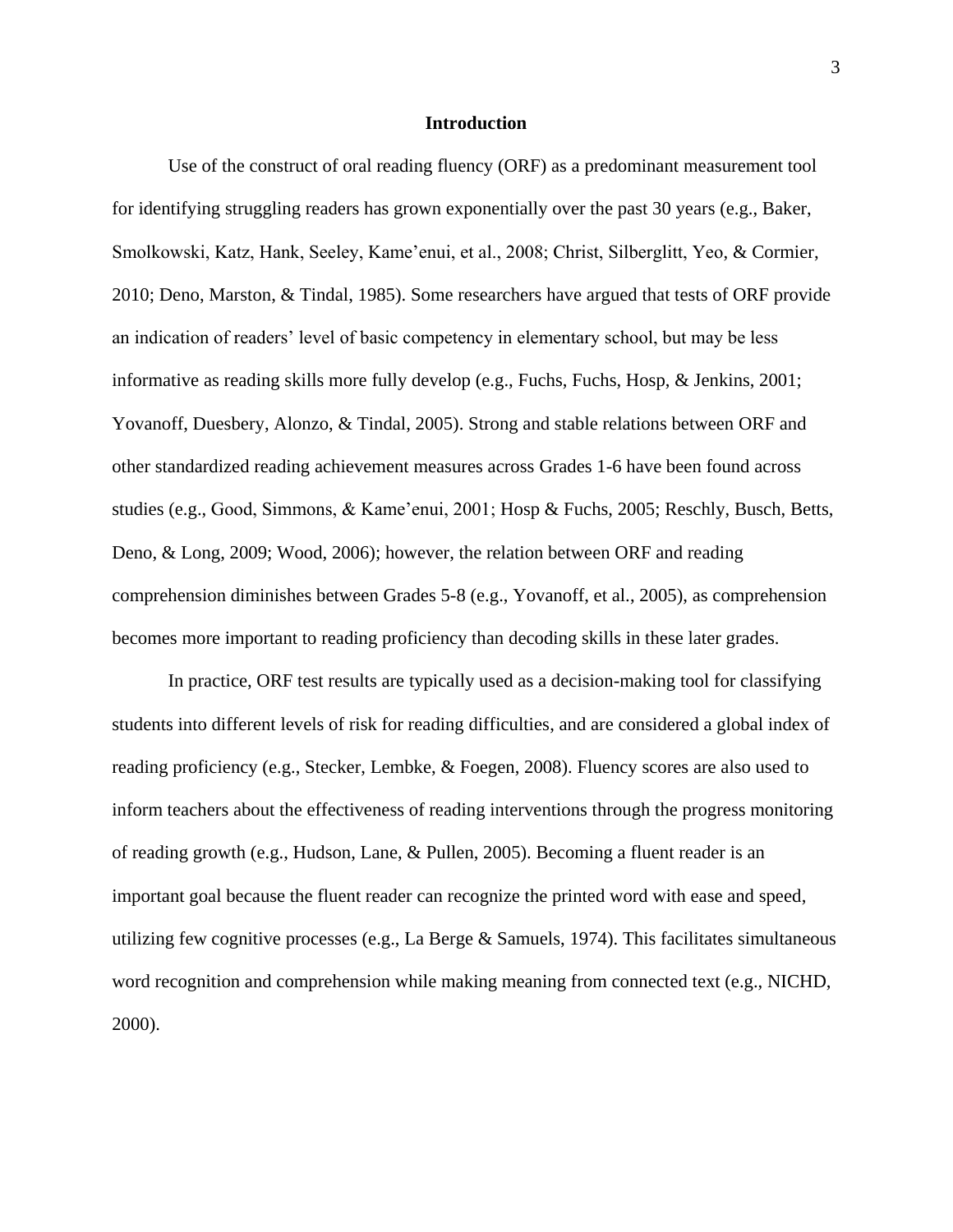## Introduction

Use of the construct of oral reading fluency (ORF) as a predominant measurement tool for identifying struggling readers has grown exponentially over the past 30 years (e.g., Baker, Smolkowski, Katz, Hank, Seeley, Kame'enui, et al., 2008; Christ, Silberglitt, Yeo, & Cormier, 2010; Deno, Marston, & Tindal, 1985). Some researchers have argued that tests of ORF provide an indication of readers' level of basic competency in elementary school, but may be less informative as reading skills more fully develop (e.g., Fuchs, Fuchs, Hosp, & Jenkins, 2001; Yovanoff, Duesbery, Alonzo, & Tindal, 2005). Strong and stable relations between ORF and other standardized reading achievement measures across Grades 1-6 have been found across studies (e.g., Good, Simmons, & Kame'enui, 2001; Hosp & Fuchs, 2005; Reschly, Busch, Betts, Deno, & Long, 2009; Wood, 2006); however, the relation between ORF and reading comprehension diminishes between Grades 5-8 (e.g., Yovanoff, et al., 2005), as comprehension becomes more important to reading proficiency than decoding skills in these later grades.

In practice, ORF test results are typically used as a decision-making tool for classifying students into different levels of risk for reading difficulties, and are considered a global index of reading proficiency (e.g., Stecker, Lembke, & Foegen, 2008). Fluency scores are also used to inform teachers about the effectiveness of reading interventions through the progress monitoring of reading growth (e.g., Hudson, Lane, & Pullen, 2005). Becoming a fluent reader is an important goal because the fluent reader can recognize the printed word with ease and speed, utilizing few cognitive processes (e.g., La Berge & Samuels, 1974). This facilitates simultaneous word recognition and comprehension while making meaning from connected text (e.g., NICHD, 2000).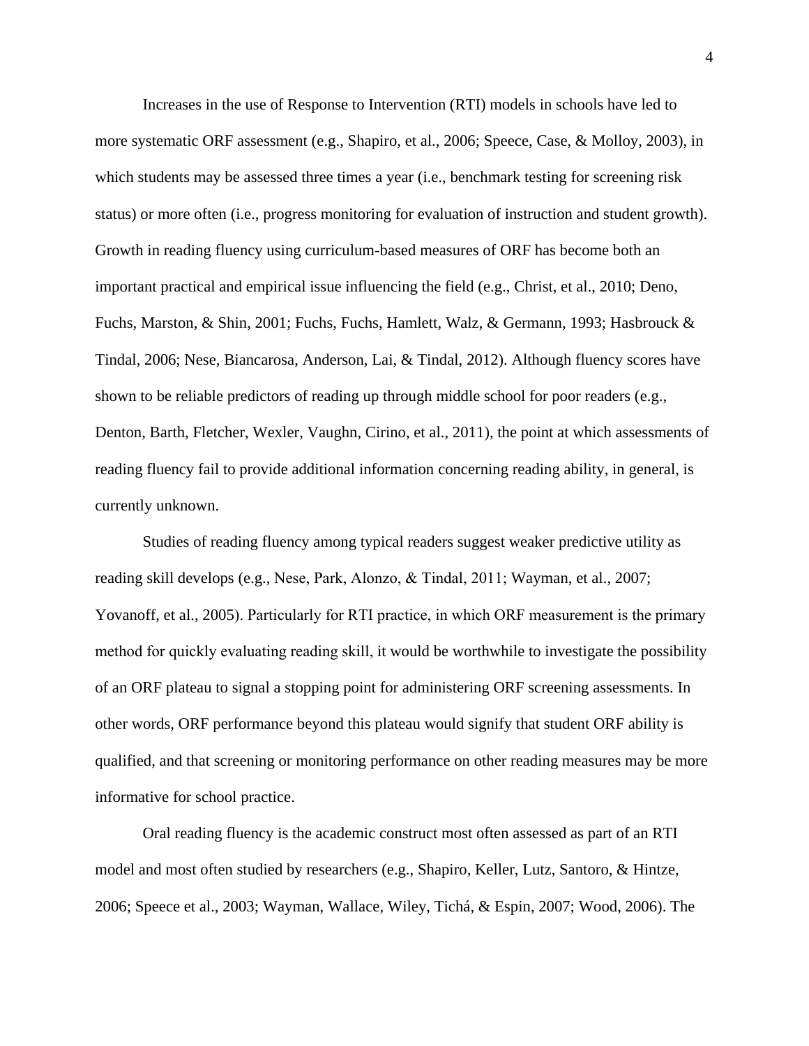Increases in the use of Response to Intervention (RTI) models in schools have led to more systematic ORF assessment (e.g., Shapiro, et al., 2006; Speece, Case, & Molloy, 2003), in which students may be assessed three times a year (i.e., benchmark testing for screening risk status) or more often (i.e., progress monitoring for evaluation of instruction and student growth). Growth in reading fluency using curriculum-based measures of ORF has become both an important practical and empirical issue influencing the field (e.g., Christ, et al., 2010; Deno, Fuchs, Marston, & Shin, 2001; Fuchs, Fuchs, Hamlett, Walz, & Germann, 1993; Hasbrouck & Tindal, 2006; Nese, Biancarosa, Anderson, Lai, & Tindal, 2012). Although fluency scores have shown to be reliable predictors of reading up through middle school for poor readers (e.g., Denton, Barth, Fletcher, Wexler, Vaughn, Cirino, et al., 2011), the point at which assessments of reading fluency fail to provide additional information concerning reading ability, in general, is currently unknown.

Studies of reading fluency among typical readers suggest weaker predictive utility as reading skill develops (e.g., Nese, Park, Alonzo, & Tindal, 2011; Wayman, et al., 2007; Yovanoff, et al., 2005). Particularly for RTI practice, in which ORF measurement is the primary method for quickly evaluating reading skill, it would be worthwhile to investigate the possibility of an ORF plateau to signal a stopping point for administering ORF screening assessments. In other words, ORF performance beyond this plateau would signify that student ORF ability is qualified, and that screening or monitoring performance on other reading measures may be more informative for school practice.

Oral reading fluency is the academic construct most often assessed as part of an RTI model and most often studied by researchers (e.g., Shapiro, Keller, Lutz, Santoro, & Hintze, 2006; Speece et al., 2003; Wayman, Wallace, Wiley, Tichá, & Espin, 2007; Wood, 2006). The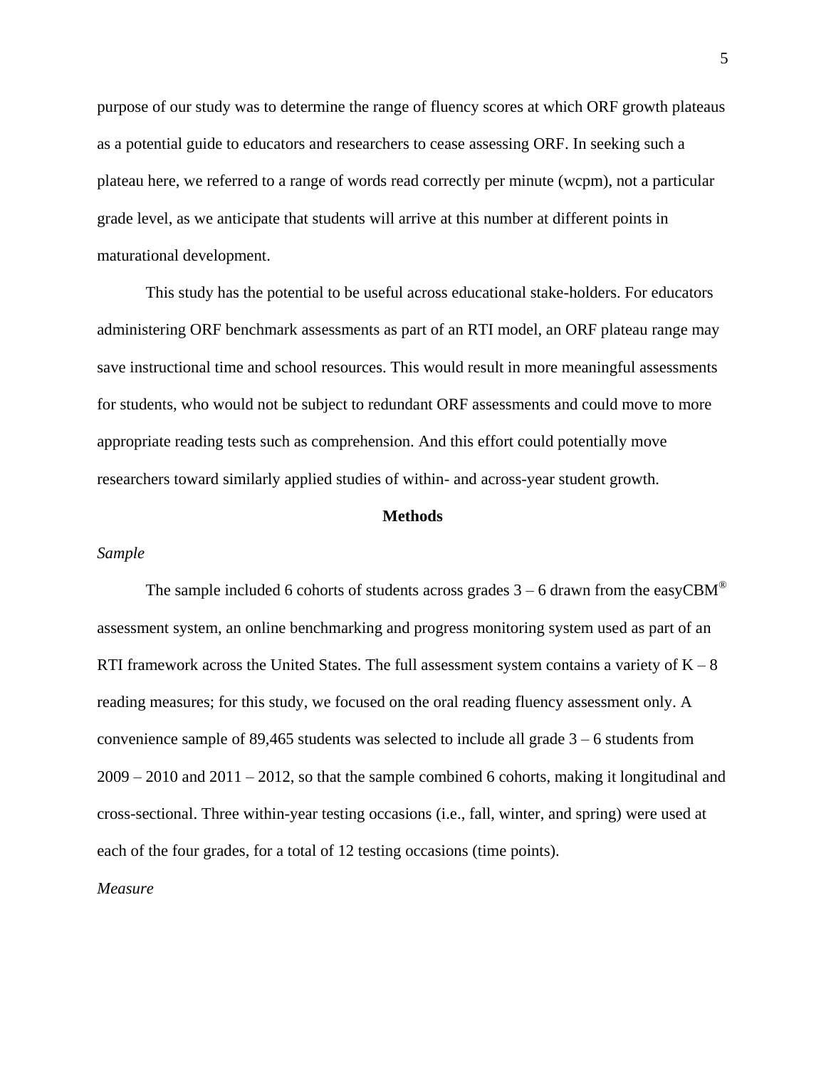purpose of our study was to determine the range of fluency scores at which ORF growth plateaus as a potential guide to educators and researchers to cease assessing ORF. In seeking such a plateau here, we referred to a range of words read correctly per minute (wcpm), not a particular grade level, as we anticipate that students will arrive at this number at different points in maturational development.

This study has the potential to be useful across educational stake-holders. For educators administering ORF benchmark assessments as part of an RTI model, an ORF plateau range may save instructional time and school resources. This would result in more meaningful assessments for students, who would not be subject to redundant ORF assessments and could move to more appropriate reading tests such as comprehension. And this effort could potentially move researchers toward similarly applied studies of within- and across-year student growth.

## Methods

### *Sample*

The sample included 6 cohorts of students across grades 3 – 6 drawn from the easyCBM® assessment system, an online benchmarking and progress monitoring system used as part of an RTI framework across the United States. The full assessment system contains a variety of K – 8 reading measures; for this study, we focused on the oral reading fluency assessment only. A convenience sample of 89,465 students was selected to include all grade 3 – 6 students from 2009 – 2010 and 2011 – 2012, so that the sample combined 6 cohorts, making it longitudinal and cross-sectional. Three within-year testing occasions (i.e., fall, winter, and spring) were used at each of the four grades, for a total of 12 testing occasions (time points).

### *Measure*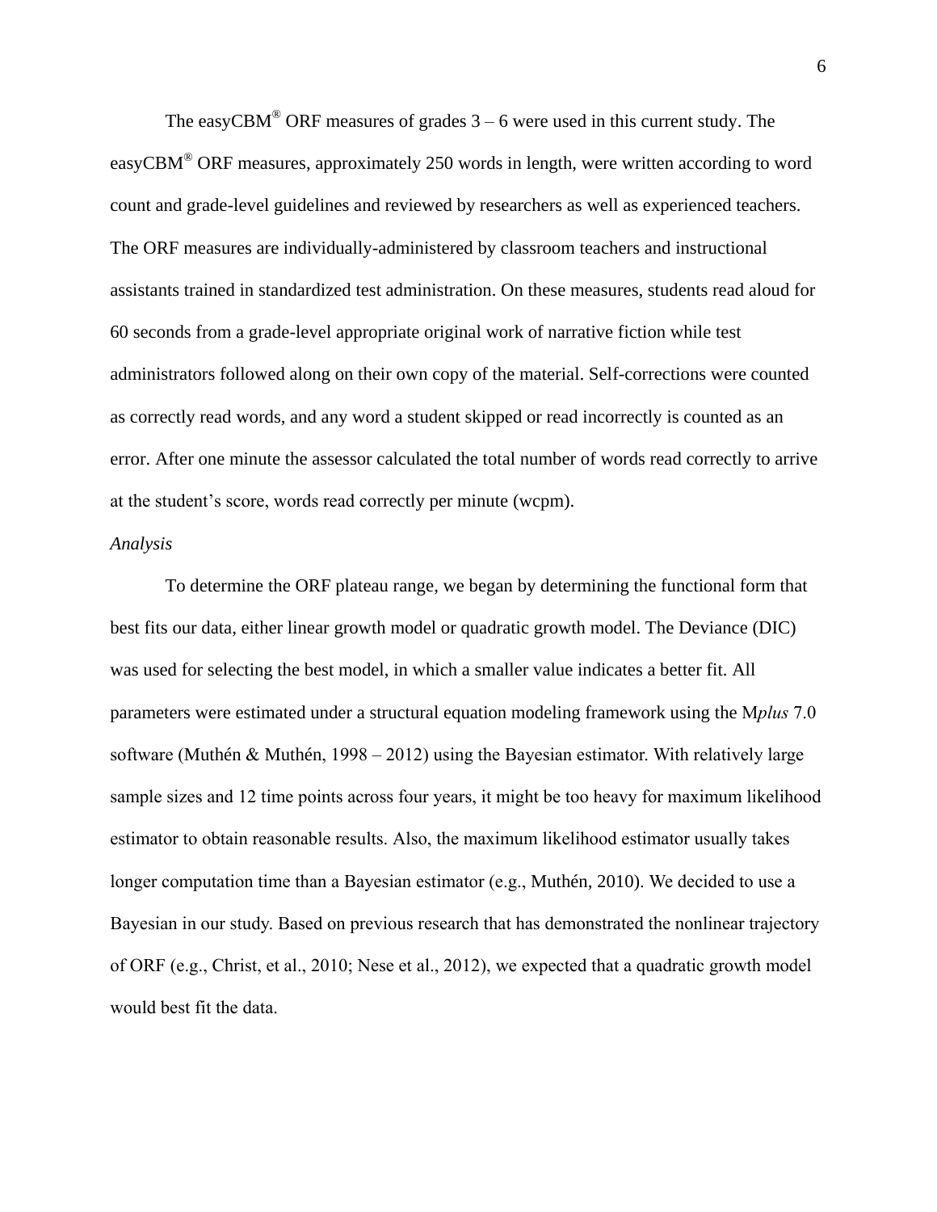The easyCBM® ORF measures of grades 3 – 6 were used in this current study. The easyCBM® ORF measures, approximately 250 words in length, were written according to word count and grade-level guidelines and reviewed by researchers as well as experienced teachers. The ORF measures are individually-administered by classroom teachers and instructional assistants trained in standardized test administration. On these measures, students read aloud for 60 seconds from a grade-level appropriate original work of narrative fiction while test administrators followed along on their own copy of the material. Self-corrections were counted as correctly read words, and any word a student skipped or read incorrectly is counted as an error. After one minute the assessor calculated the total number of words read correctly to arrive at the student's score, words read correctly per minute (wcpm).

*Analysis*

To determine the ORF plateau range, we began by determining the functional form that best fits our data, either linear growth model or quadratic growth model. The Deviance (DIC) was used for selecting the best model, in which a smaller value indicates a better fit. All parameters were estimated under a structural equation modeling framework using the M*plus* 7.0 software (Muthén & Muthén, 1998 – 2012) using the Bayesian estimator. With relatively large sample sizes and 12 time points across four years, it might be too heavy for maximum likelihood estimator to obtain reasonable results. Also, the maximum likelihood estimator usually takes longer computation time than a Bayesian estimator (e.g., Muthén, 2010). We decided to use a Bayesian in our study. Based on previous research that has demonstrated the nonlinear trajectory of ORF (e.g., Christ, et al., 2010; Nese et al., 2012), we expected that a quadratic growth model would best fit the data.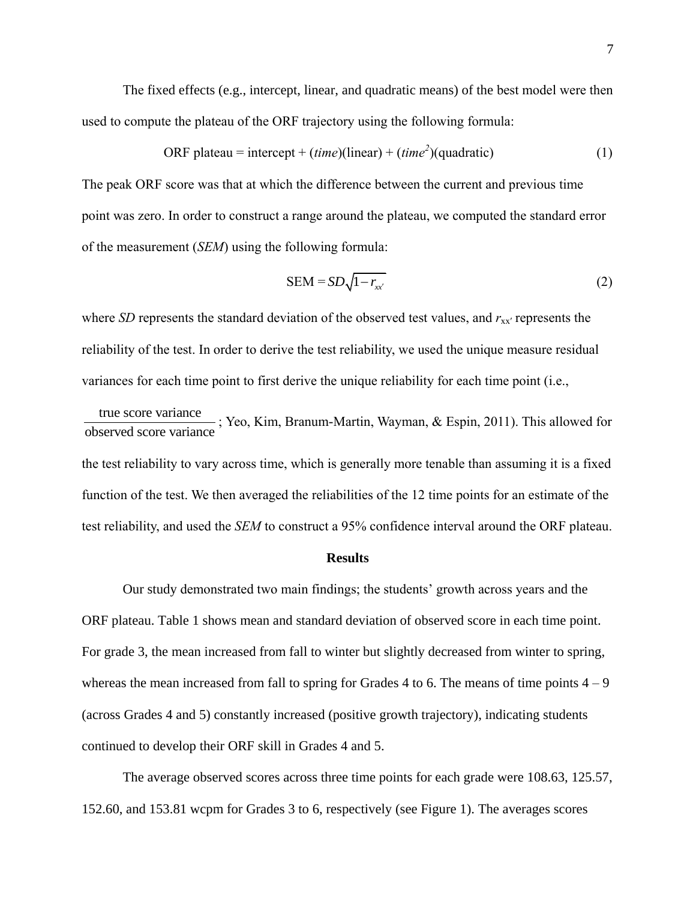The fixed effects (e.g., intercept, linear, and quadratic means) of the best model were then used to compute the plateau of the ORF trajectory using the following formula:

$$\text{ORF plateau} = \text{intercept} + (\textit{time})(\text{linear}) + (\textit{time}^2)(\text{quadratic}) \tag{1}$$

The peak ORF score was that at which the difference between the current and previous time point was zero. In order to construct a range around the plateau, we computed the standard error of the measurement (*SEM*) using the following formula:

$$\text{SEM} = SD\sqrt{1 - r_{xx'}} \tag{2}$$

where *SD* represents the standard deviation of the observed test values, and $r_{xx'}$ represents the reliability of the test. In order to derive the test reliability, we used the unique measure residual variances for each time point to first derive the unique reliability for each time point (i.e., $\frac{\text{true score variance}}{\text{observed score variance}}$; Yeo, Kim, Branum-Martin, Wayman, & Espin, 2011). This allowed for the test reliability to vary across time, which is generally more tenable than assuming it is a fixed function of the test. We then averaged the reliabilities of the 12 time points for an estimate of the test reliability, and used the *SEM* to construct a 95% confidence interval around the ORF plateau.

## Results

Our study demonstrated two main findings; the students' growth across years and the ORF plateau. Table 1 shows mean and standard deviation of observed score in each time point. For grade 3, the mean increased from fall to winter but slightly decreased from winter to spring, whereas the mean increased from fall to spring for Grades 4 to 6. The means of time points 4 – 9 (across Grades 4 and 5) constantly increased (positive growth trajectory), indicating students continued to develop their ORF skill in Grades 4 and 5.

The average observed scores across three time points for each grade were 108.63, 125.57, 152.60, and 153.81 wcpm for Grades 3 to 6, respectively (see Figure 1). The averages scores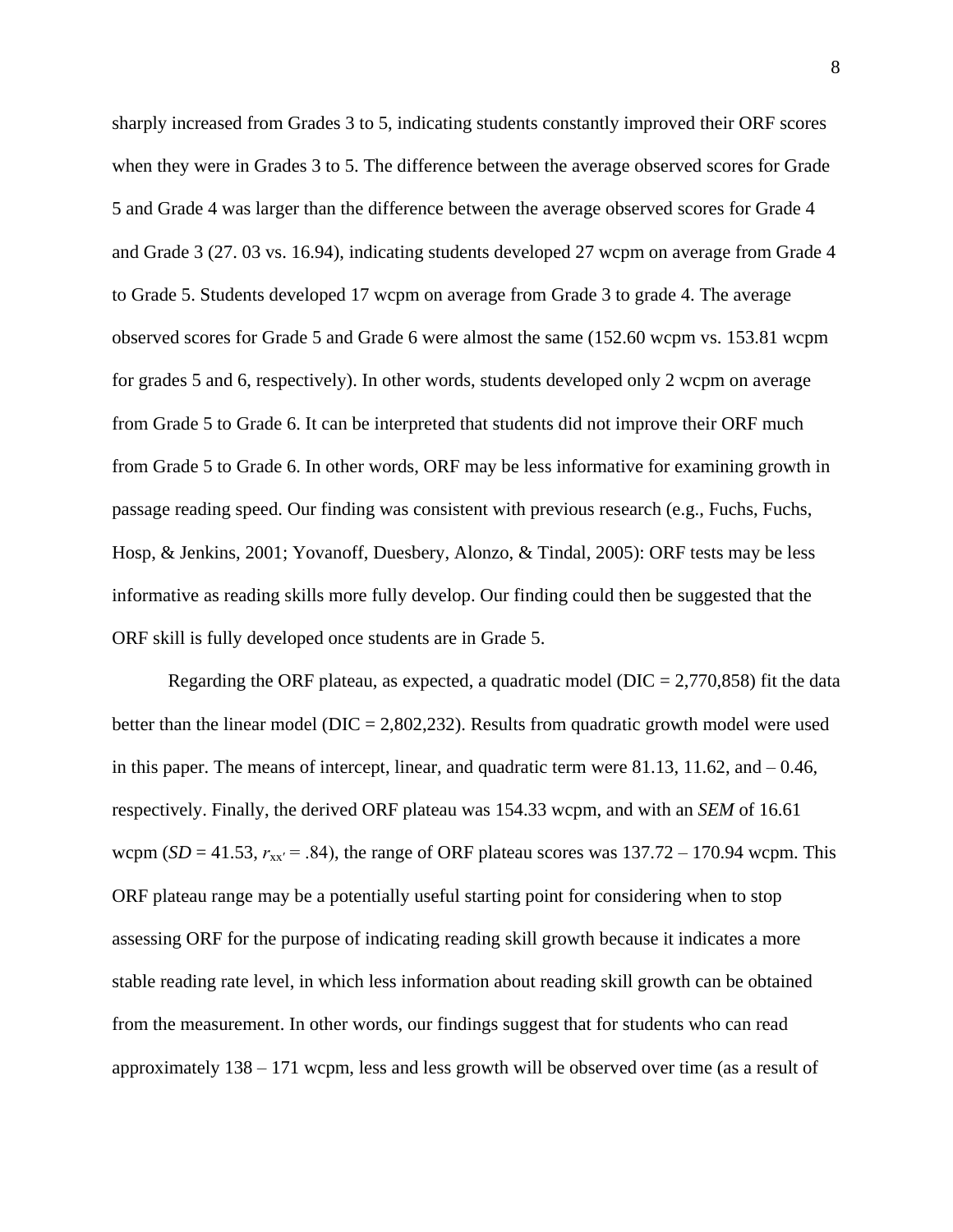sharply increased from Grades 3 to 5, indicating students constantly improved their ORF scores when they were in Grades 3 to 5. The difference between the average observed scores for Grade 5 and Grade 4 was larger than the difference between the average observed scores for Grade 4 and Grade 3 (27. 03 vs. 16.94), indicating students developed 27 wcpm on average from Grade 4 to Grade 5. Students developed 17 wcpm on average from Grade 3 to grade 4. The average observed scores for Grade 5 and Grade 6 were almost the same (152.60 wcpm vs. 153.81 wcpm for grades 5 and 6, respectively). In other words, students developed only 2 wcpm on average from Grade 5 to Grade 6. It can be interpreted that students did not improve their ORF much from Grade 5 to Grade 6. In other words, ORF may be less informative for examining growth in passage reading speed. Our finding was consistent with previous research (e.g., Fuchs, Fuchs, Hosp, & Jenkins, 2001; Yovanoff, Duesbery, Alonzo, & Tindal, 2005): ORF tests may be less informative as reading skills more fully develop. Our finding could then be suggested that the ORF skill is fully developed once students are in Grade 5.

Regarding the ORF plateau, as expected, a quadratic model (DIC = 2,770,858) fit the data better than the linear model (DIC = 2,802,232). Results from quadratic growth model were used in this paper. The means of intercept, linear, and quadratic term were 81.13, 11.62, and – 0.46, respectively. Finally, the derived ORF plateau was 154.33 wcpm, and with an *SEM* of 16.61 wcpm (*SD* = 41.53, $r_{xx'}$ = .84), the range of ORF plateau scores was 137.72 – 170.94 wcpm. This ORF plateau range may be a potentially useful starting point for considering when to stop assessing ORF for the purpose of indicating reading skill growth because it indicates a more stable reading rate level, in which less information about reading skill growth can be obtained from the measurement. In other words, our findings suggest that for students who can read approximately 138 – 171 wcpm, less and less growth will be observed over time (as a result of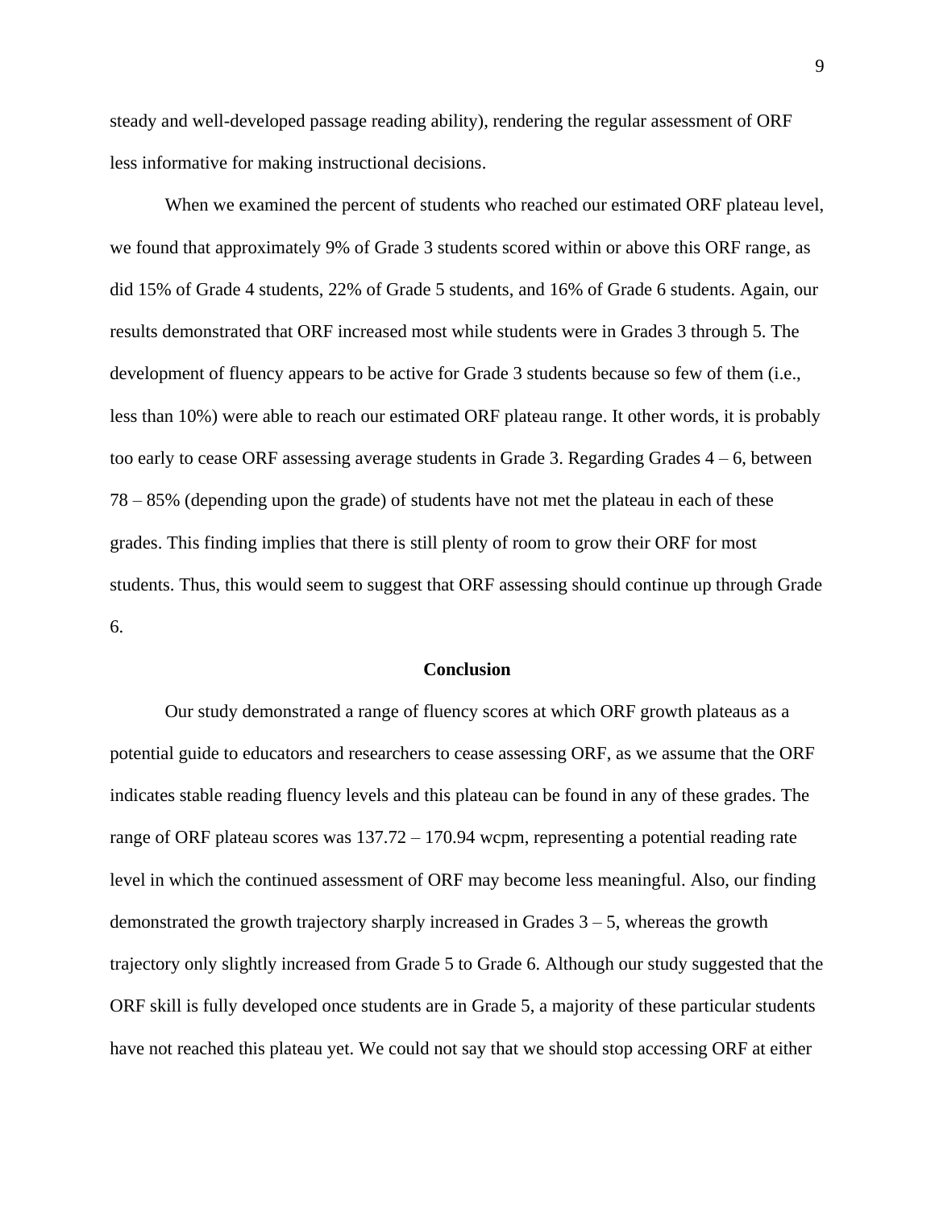steady and well-developed passage reading ability), rendering the regular assessment of ORF less informative for making instructional decisions.

When we examined the percent of students who reached our estimated ORF plateau level, we found that approximately 9% of Grade 3 students scored within or above this ORF range, as did 15% of Grade 4 students, 22% of Grade 5 students, and 16% of Grade 6 students. Again, our results demonstrated that ORF increased most while students were in Grades 3 through 5. The development of fluency appears to be active for Grade 3 students because so few of them (i.e., less than 10%) were able to reach our estimated ORF plateau range. It other words, it is probably too early to cease ORF assessing average students in Grade 3. Regarding Grades 4 – 6, between 78 – 85% (depending upon the grade) of students have not met the plateau in each of these grades. This finding implies that there is still plenty of room to grow their ORF for most students. Thus, this would seem to suggest that ORF assessing should continue up through Grade 6.

## Conclusion

Our study demonstrated a range of fluency scores at which ORF growth plateaus as a potential guide to educators and researchers to cease assessing ORF, as we assume that the ORF indicates stable reading fluency levels and this plateau can be found in any of these grades. The range of ORF plateau scores was 137.72 – 170.94 wcpm, representing a potential reading rate level in which the continued assessment of ORF may become less meaningful. Also, our finding demonstrated the growth trajectory sharply increased in Grades 3 – 5, whereas the growth trajectory only slightly increased from Grade 5 to Grade 6. Although our study suggested that the ORF skill is fully developed once students are in Grade 5, a majority of these particular students have not reached this plateau yet. We could not say that we should stop accessing ORF at either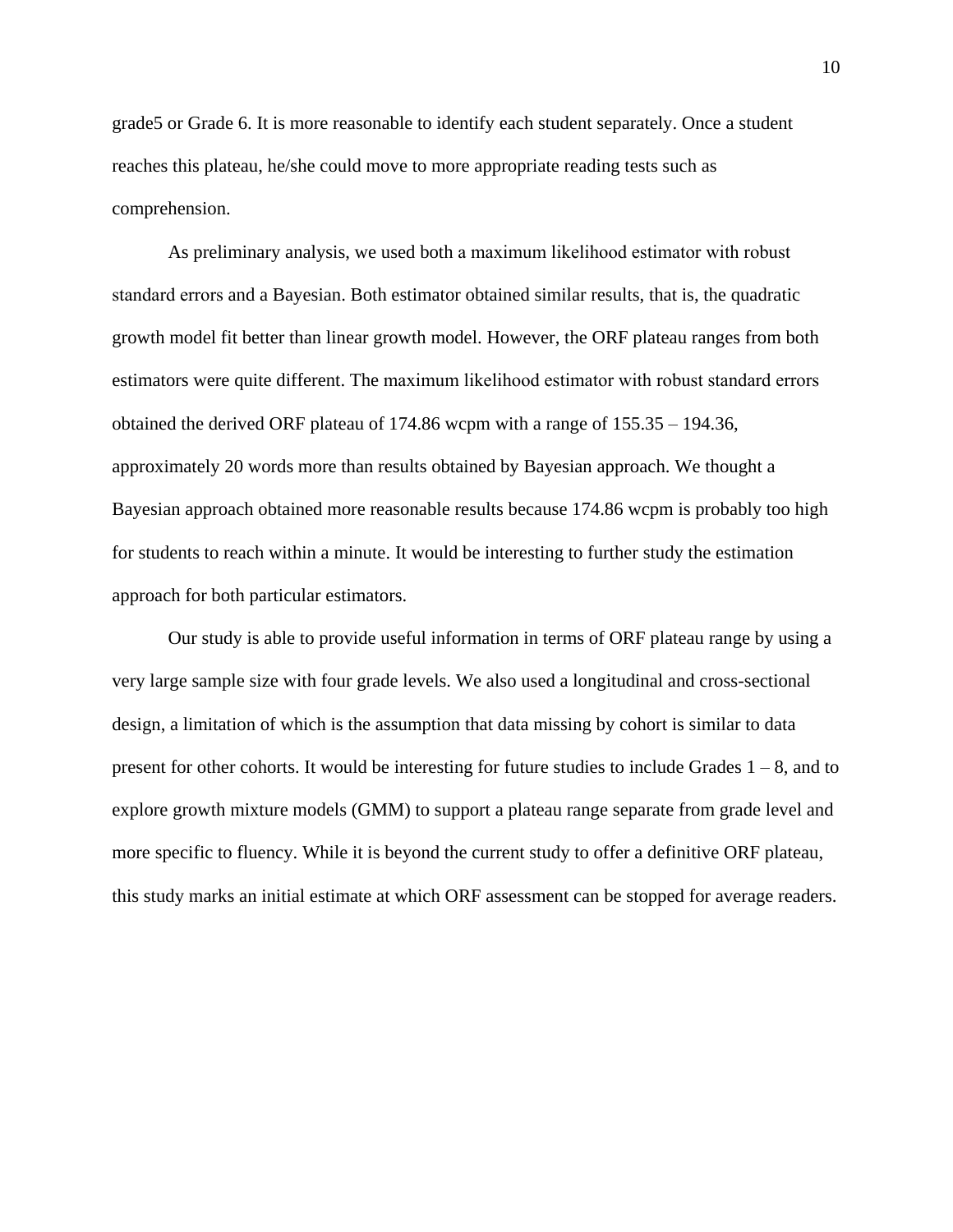grade5 or Grade 6. It is more reasonable to identify each student separately. Once a student reaches this plateau, he/she could move to more appropriate reading tests such as comprehension.

As preliminary analysis, we used both a maximum likelihood estimator with robust standard errors and a Bayesian. Both estimator obtained similar results, that is, the quadratic growth model fit better than linear growth model. However, the ORF plateau ranges from both estimators were quite different. The maximum likelihood estimator with robust standard errors obtained the derived ORF plateau of 174.86 wcpm with a range of 155.35 – 194.36, approximately 20 words more than results obtained by Bayesian approach. We thought a Bayesian approach obtained more reasonable results because 174.86 wcpm is probably too high for students to reach within a minute. It would be interesting to further study the estimation approach for both particular estimators.

Our study is able to provide useful information in terms of ORF plateau range by using a very large sample size with four grade levels. We also used a longitudinal and cross-sectional design, a limitation of which is the assumption that data missing by cohort is similar to data present for other cohorts. It would be interesting for future studies to include Grades 1 – 8, and to explore growth mixture models (GMM) to support a plateau range separate from grade level and more specific to fluency. While it is beyond the current study to offer a definitive ORF plateau, this study marks an initial estimate at which ORF assessment can be stopped for average readers.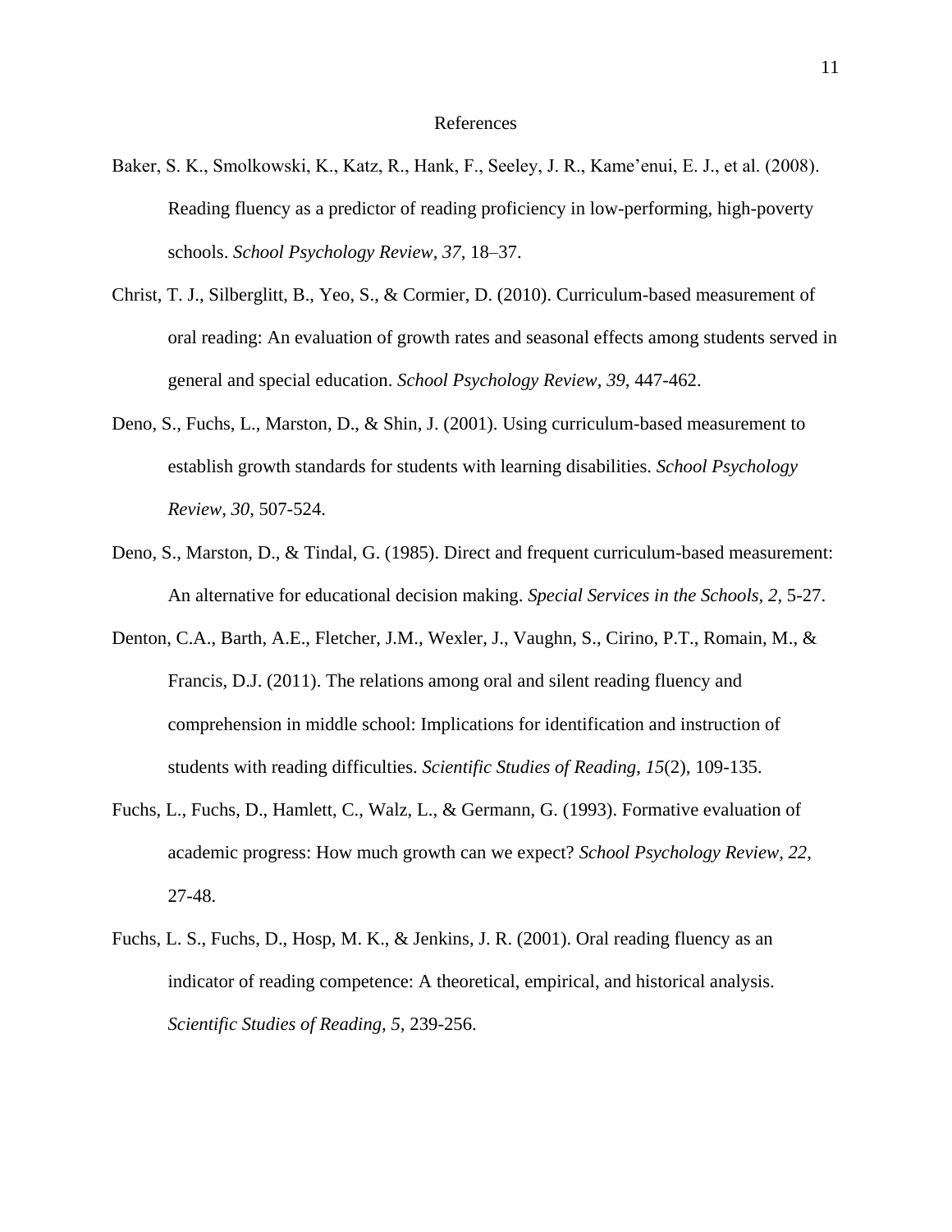# References

Baker, S. K., Smolkowski, K., Katz, R., Hank, F., Seeley, J. R., Kame'enui, E. J., et al. (2008). Reading fluency as a predictor of reading proficiency in low-performing, high-poverty schools. *School Psychology Review, 37,* 18–37.

Christ, T. J., Silberglitt, B., Yeo, S., & Cormier, D. (2010). Curriculum-based measurement of oral reading: An evaluation of growth rates and seasonal effects among students served in general and special education. *School Psychology Review*, *39*, 447-462.

Deno, S., Fuchs, L., Marston, D., & Shin, J. (2001). Using curriculum-based measurement to establish growth standards for students with learning disabilities. *School Psychology Review, 30*, 507-524.

Deno, S., Marston, D., & Tindal, G. (1985). Direct and frequent curriculum-based measurement: An alternative for educational decision making. *Special Services in the Schools, 2*, 5-27.

Denton, C.A., Barth, A.E., Fletcher, J.M., Wexler, J., Vaughn, S., Cirino, P.T., Romain, M., & Francis, D.J. (2011). The relations among oral and silent reading fluency and comprehension in middle school: Implications for identification and instruction of students with reading difficulties. *Scientific Studies of Reading*, *15*(2), 109-135.

Fuchs, L., Fuchs, D., Hamlett, C., Walz, L., & Germann, G. (1993). Formative evaluation of academic progress: How much growth can we expect? *School Psychology Review*, *22*, 27-48.

Fuchs, L. S., Fuchs, D., Hosp, M. K., & Jenkins, J. R. (2001). Oral reading fluency as an indicator of reading competence: A theoretical, empirical, and historical analysis. *Scientific Studies of Reading, 5,* 239-256.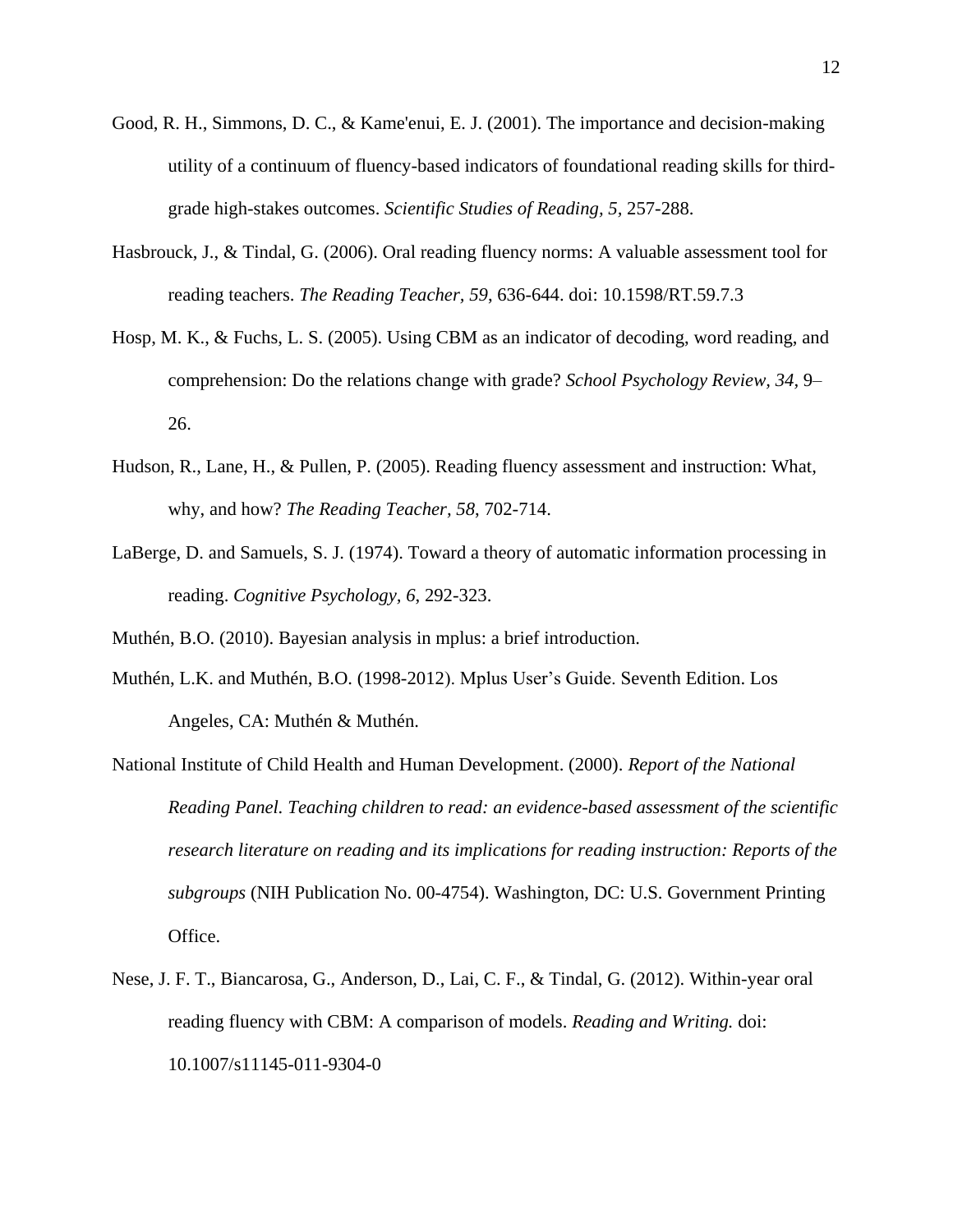Good, R. H., Simmons, D. C., & Kame'enui, E. J. (2001). The importance and decision-making utility of a continuum of fluency-based indicators of foundational reading skills for third-grade high-stakes outcomes. *Scientific Studies of Reading, 5*, 257-288.

Hasbrouck, J., & Tindal, G. (2006). Oral reading fluency norms: A valuable assessment tool for reading teachers. *The Reading Teacher, 59*, 636-644. doi: 10.1598/RT.59.7.3

Hosp, M. K., & Fuchs, L. S. (2005). Using CBM as an indicator of decoding, word reading, and comprehension: Do the relations change with grade? *School Psychology Review, 34*, 9–26.

Hudson, R., Lane, H., & Pullen, P. (2005). Reading fluency assessment and instruction: What, why, and how? *The Reading Teacher, 58*, 702-714.

LaBerge, D. and Samuels, S. J. (1974). Toward a theory of automatic information processing in reading. *Cognitive Psychology, 6*, 292-323.

Muthén, B.O. (2010). Bayesian analysis in mplus: a brief introduction.

Muthén, L.K. and Muthén, B.O. (1998-2012). Mplus User's Guide. Seventh Edition. Los Angeles, CA: Muthén & Muthén.

National Institute of Child Health and Human Development. (2000). *Report of the National Reading Panel. Teaching children to read: an evidence-based assessment of the scientific research literature on reading and its implications for reading instruction: Reports of the subgroups* (NIH Publication No. 00-4754). Washington, DC: U.S. Government Printing Office.

Nese, J. F. T., Biancarosa, G., Anderson, D., Lai, C. F., & Tindal, G. (2012). Within-year oral reading fluency with CBM: A comparison of models. *Reading and Writing.* doi: 10.1007/s11145-011-9304-0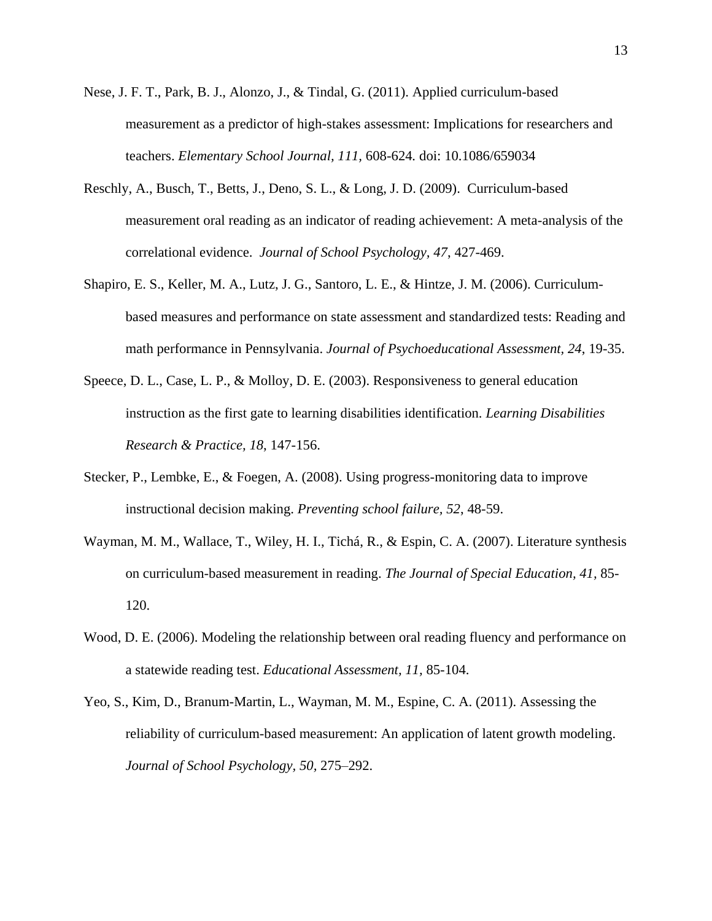Nese, J. F. T., Park, B. J., Alonzo, J., & Tindal, G. (2011). Applied curriculum-based measurement as a predictor of high-stakes assessment: Implications for researchers and teachers. *Elementary School Journal, 111*, 608-624. doi: 10.1086/659034

Reschly, A., Busch, T., Betts, J., Deno, S. L., & Long, J. D. (2009). Curriculum-based measurement oral reading as an indicator of reading achievement: A meta-analysis of the correlational evidence. *Journal of School Psychology, 47*, 427-469.

Shapiro, E. S., Keller, M. A., Lutz, J. G., Santoro, L. E., & Hintze, J. M. (2006). Curriculum-based measures and performance on state assessment and standardized tests: Reading and math performance in Pennsylvania. *Journal of Psychoeducational Assessment, 24*, 19-35.

Speece, D. L., Case, L. P., & Molloy, D. E. (2003). Responsiveness to general education instruction as the first gate to learning disabilities identification. *Learning Disabilities Research & Practice, 18*, 147-156.

Stecker, P., Lembke, E., & Foegen, A. (2008). Using progress-monitoring data to improve instructional decision making. *Preventing school failure, 52*, 48-59.

Wayman, M. M., Wallace, T., Wiley, H. I., Tichá, R., & Espin, C. A. (2007). Literature synthesis on curriculum-based measurement in reading. *The Journal of Special Education, 41,* 85-120.

Wood, D. E. (2006). Modeling the relationship between oral reading fluency and performance on a statewide reading test. *Educational Assessment, 11,* 85-104.

Yeo, S., Kim, D., Branum-Martin, L., Wayman, M. M., Espine, C. A. (2011). Assessing the reliability of curriculum-based measurement: An application of latent growth modeling. *Journal of School Psychology, 50*, 275–292.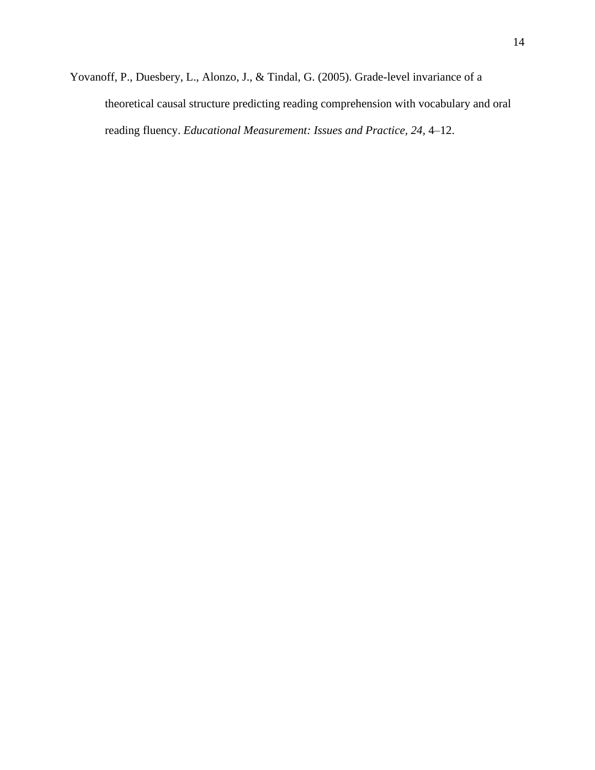Yovanoff, P., Duesbery, L., Alonzo, J., & Tindal, G. (2005). Grade-level invariance of a theoretical causal structure predicting reading comprehension with vocabulary and oral reading fluency. *Educational Measurement: Issues and Practice, 24,* 4–12.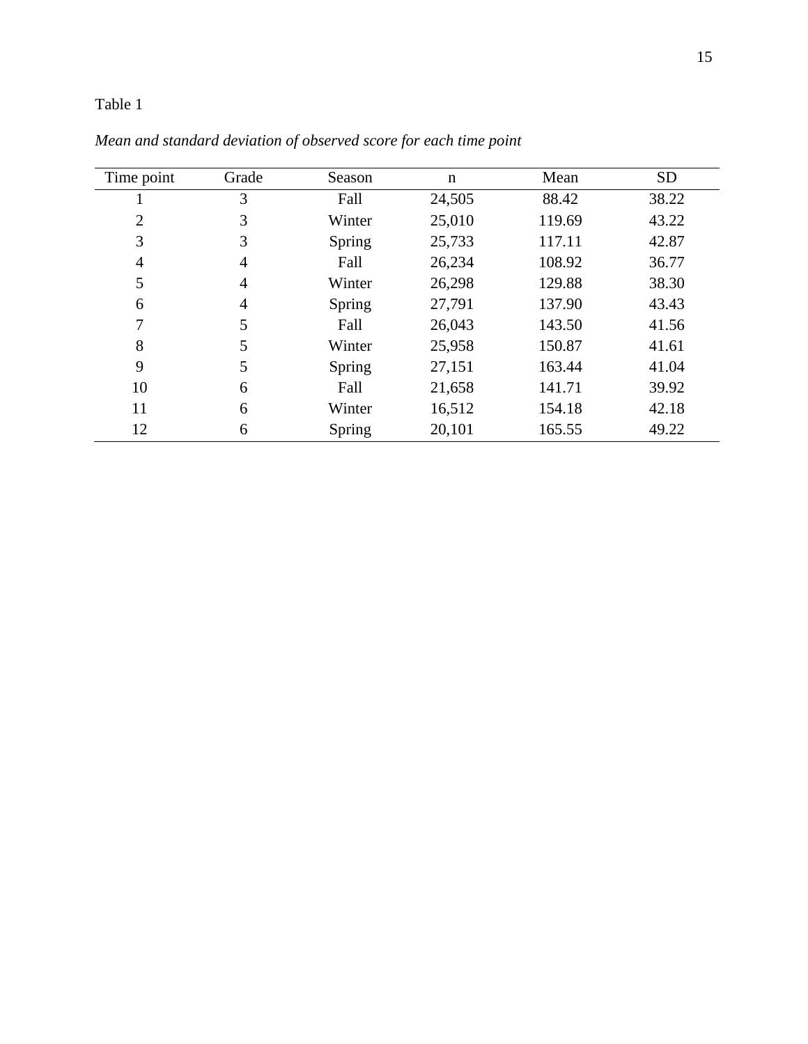Table 1

*Mean and standard deviation of observed score for each time point*

| Time point | Grade | Season | n | Mean | SD |
|---|---|---|---|---|---|
| 1 | 3 | Fall | 24,505 | 88.42 | 38.22 |
| 2 | 3 | Winter | 25,010 | 119.69 | 43.22 |
| 3 | 3 | Spring | 25,733 | 117.11 | 42.87 |
| 4 | 4 | Fall | 26,234 | 108.92 | 36.77 |
| 5 | 4 | Winter | 26,298 | 129.88 | 38.30 |
| 6 | 4 | Spring | 27,791 | 137.90 | 43.43 |
| 7 | 5 | Fall | 26,043 | 143.50 | 41.56 |
| 8 | 5 | Winter | 25,958 | 150.87 | 41.61 |
| 9 | 5 | Spring | 27,151 | 163.44 | 41.04 |
| 10 | 6 | Fall | 21,658 | 141.71 | 39.92 |
| 11 | 6 | Winter | 16,512 | 154.18 | 42.18 |
| 12 | 6 | Spring | 20,101 | 165.55 | 49.22 |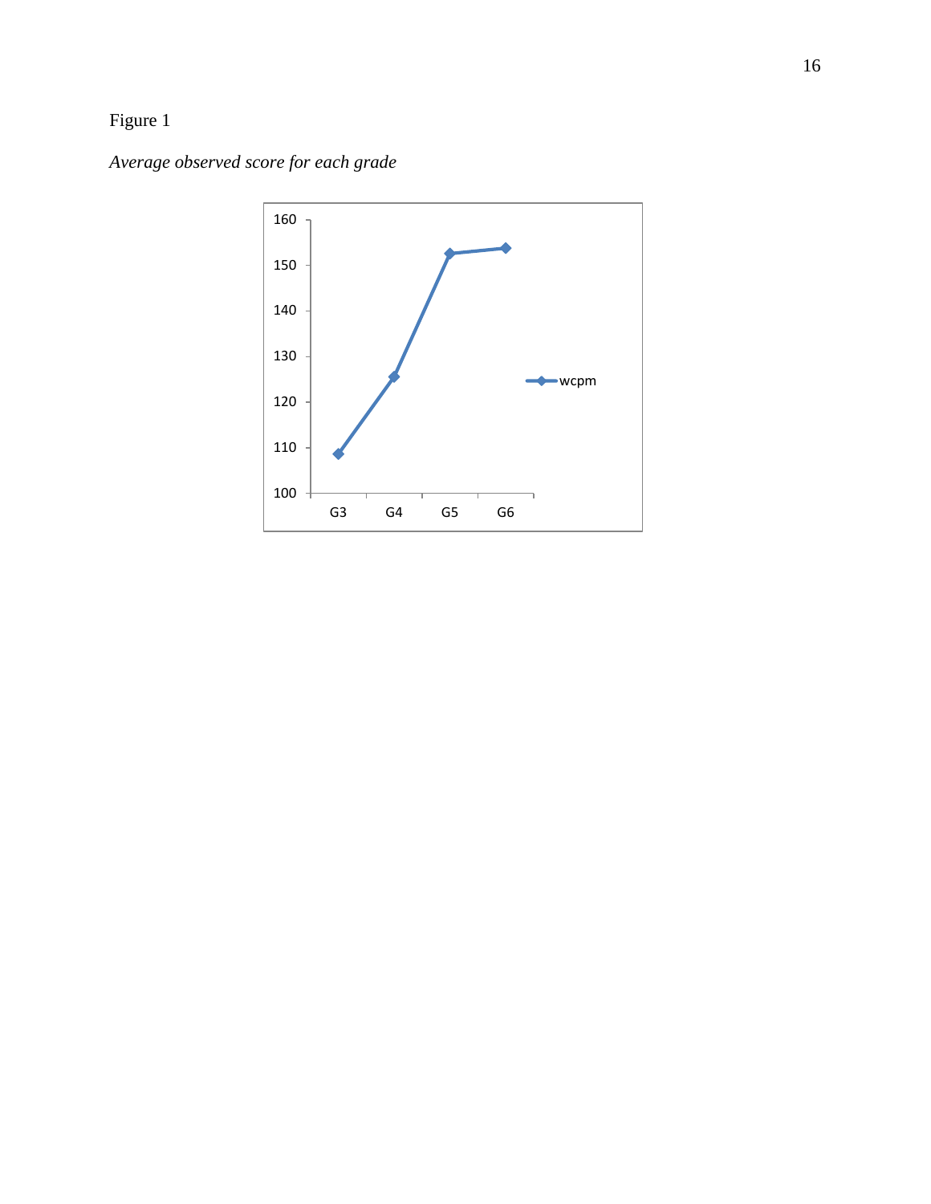Figure 1

*Average observed score for each grade*

160
150
140
130
120
110
100

G3 G4 G5 G6

wcpm